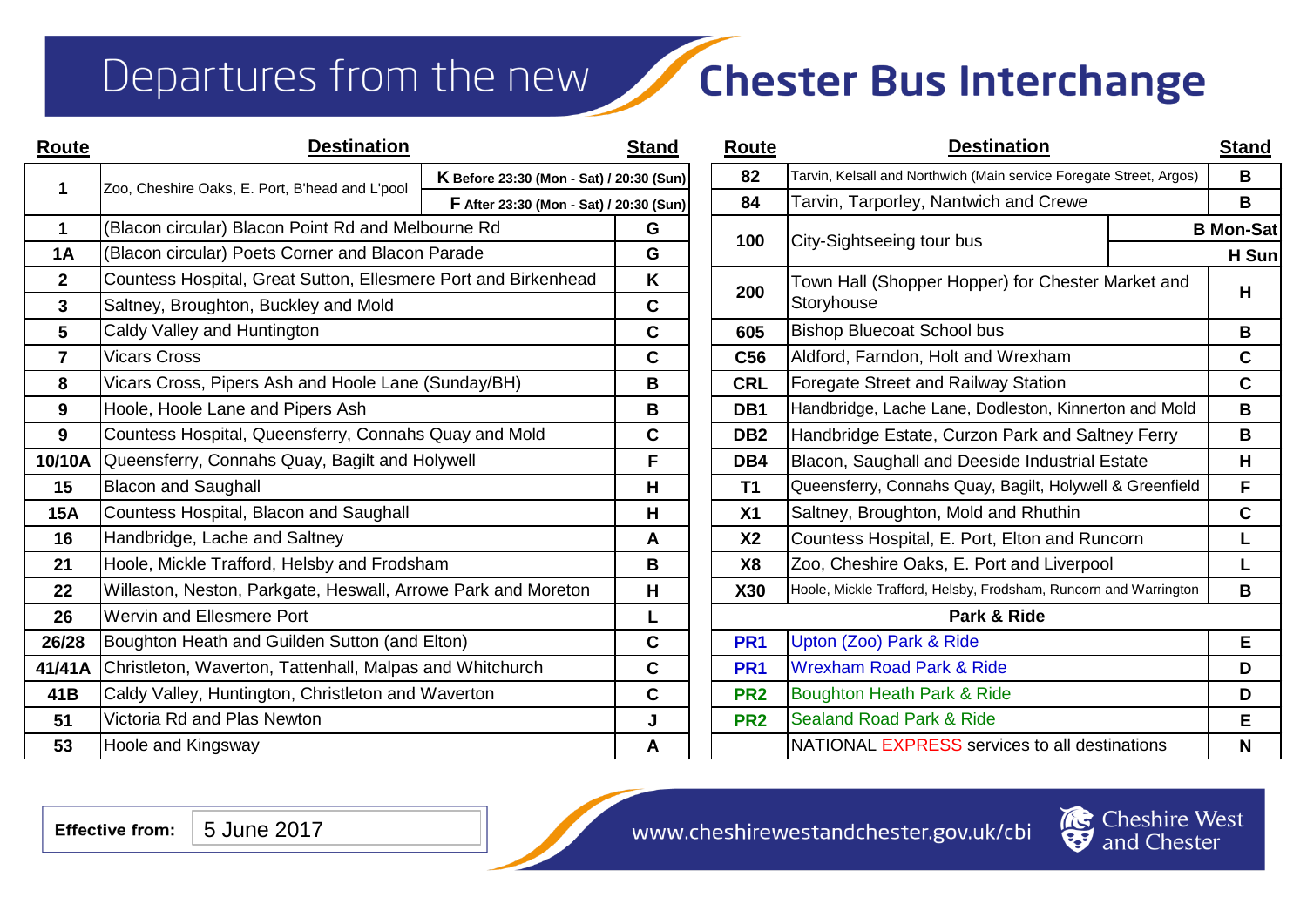# Departures from the new Chester Bus Interchange

| Route | Destination | Stand |
|---|---|---|
| 1 | Zoo, Cheshire Oaks, E. Port, B'head and L'pool | K Before 23:30 (Mon - Sat) / 20:30 (Sun) |
| | | F After 23:30 (Mon - Sat) / 20:30 (Sun) |
| 1 | (Blacon circular) Blacon Point Rd and Melbourne Rd | G |
| 1A | (Blacon circular) Poets Corner and Blacon Parade | G |
| 2 | Countess Hospital, Great Sutton, Ellesmere Port and Birkenhead | K |
| 3 | Saltney, Broughton, Buckley and Mold | C |
| 5 | Caldy Valley and Huntington | C |
| 7 | Vicars Cross | C |
| 8 | Vicars Cross, Pipers Ash and Hoole Lane (Sunday/BH) | B |
| 9 | Hoole, Hoole Lane and Pipers Ash | B |
| 9 | Countess Hospital, Queensferry, Connahs Quay and Mold | C |
| 10/10A | Queensferry, Connahs Quay, Bagilt and Holywell | F |
| 15 | Blacon and Saughall | H |
| 15A | Countess Hospital, Blacon and Saughall | H |
| 16 | Handbridge, Lache and Saltney | A |
| 21 | Hoole, Mickle Trafford, Helsby and Frodsham | B |
| 22 | Willaston, Neston, Parkgate, Heswall, Arrowe Park and Moreton | H |
| 26 | Wervin and Ellesmere Port | L |
| 26/28 | Boughton Heath and Guilden Sutton (and Elton) | C |
| 41/41A | Christleton, Waverton, Tattenhall, Malpas and Whitchurch | C |
| 41B | Caldy Valley, Huntington, Christleton and Waverton | C |
| 51 | Victoria Rd and Plas Newton | J |
| 53 | Hoole and Kingsway | A |

| Route | Destination | Stand |
|---|---|---|
| 82 | Tarvin, Kelsall and Northwich (Main service Foregate Street, Argos) | B |
| 84 | Tarvin, Tarporley, Nantwich and Crewe | B |
| 100 | City-Sightseeing tour bus | B Mon-Sat |
| | | H Sun |
| 200 | Town Hall (Shopper Hopper) for Chester Market and Storyhouse | H |
| 605 | Bishop Bluecoat School bus | B |
| C56 | Aldford, Farndon, Holt and Wrexham | C |
| CRL | Foregate Street and Railway Station | C |
| DB1 | Handbridge, Lache Lane, Dodleston, Kinnerton and Mold | B |
| DB2 | Handbridge Estate, Curzon Park and Saltney Ferry | B |
| DB4 | Blacon, Saughall and Deeside Industrial Estate | H |
| T1 | Queensferry, Connahs Quay, Bagilt, Holywell & Greenfield | F |
| X1 | Saltney, Broughton, Mold and Rhuthin | C |
| X2 | Countess Hospital, E. Port, Elton and Runcorn | L |
| X8 | Zoo, Cheshire Oaks, E. Port and Liverpool | L |
| X30 | Hoole, Mickle Trafford, Helsby, Frodsham, Runcorn and Warrington | B |
| | **Park & Ride** | |
| PR1 | Upton (Zoo) Park & Ride | E |
| PR1 | Wrexham Road Park & Ride | D |
| PR2 | Boughton Heath Park & Ride | D |
| PR2 | Sealand Road Park & Ride | E |
| | NATIONAL EXPRESS services to all destinations | N |

**Effective from:** 5 June 2017

www.cheshirewestandchester.gov.uk/cbi

Cheshire West and Chester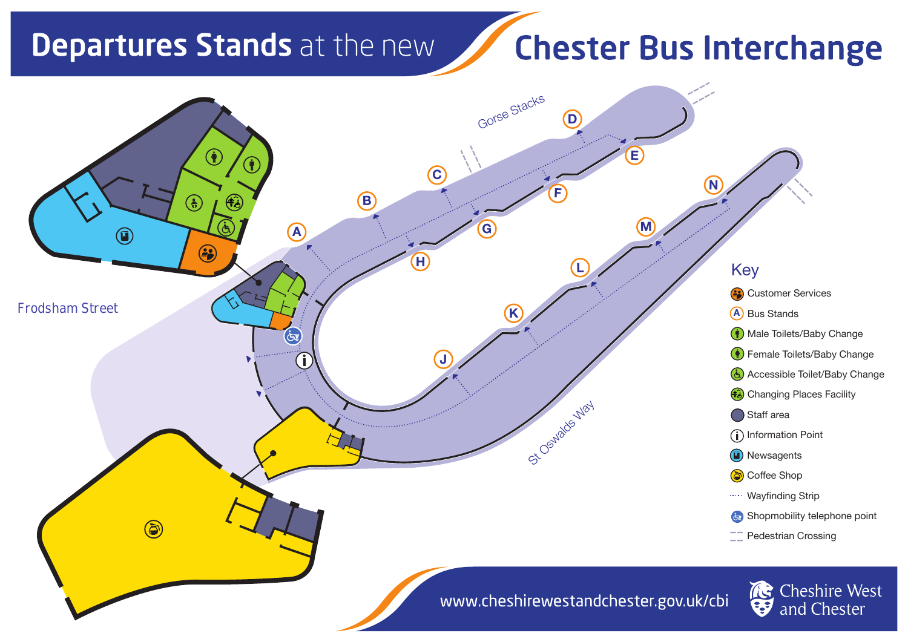# Departures Stands at the new Chester Bus Interchange

Gorse Stacks

Frodsham Street

St Oswalds Way

A B C D E F G H J K L M N

## Key

- Customer Services
- Bus Stands
- Male Toilets/Baby Change
- Female Toilets/Baby Change
- Accessible Toilet/Baby Change
- Changing Places Facility
- Staff area
- Information Point
- Newsagents
- Coffee Shop
- Wayfinding Strip
- Shopmobility telephone point
- Pedestrian Crossing

www.cheshirewestandchester.gov.uk/cbi

Cheshire West and Chester